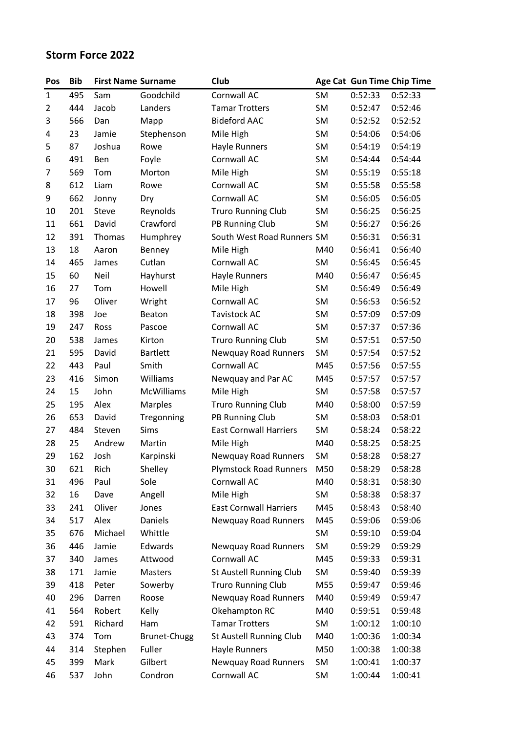# Storm Force 2022

| Pos | Bib | First Name | Surname | Club | Age Cat | Gun Time | Chip Time |
|---|---|---|---|---|---|---|---|
| 1 | 495 | Sam | Goodchild | Cornwall AC | SM | 0:52:33 | 0:52:33 |
| 2 | 444 | Jacob | Landers | Tamar Trotters | SM | 0:52:47 | 0:52:46 |
| 3 | 566 | Dan | Mapp | Bideford AAC | SM | 0:52:52 | 0:52:52 |
| 4 | 23 | Jamie | Stephenson | Mile High | SM | 0:54:06 | 0:54:06 |
| 5 | 87 | Joshua | Rowe | Hayle Runners | SM | 0:54:19 | 0:54:19 |
| 6 | 491 | Ben | Foyle | Cornwall AC | SM | 0:54:44 | 0:54:44 |
| 7 | 569 | Tom | Morton | Mile High | SM | 0:55:19 | 0:55:18 |
| 8 | 612 | Liam | Rowe | Cornwall AC | SM | 0:55:58 | 0:55:58 |
| 9 | 662 | Jonny | Dry | Cornwall AC | SM | 0:56:05 | 0:56:05 |
| 10 | 201 | Steve | Reynolds | Truro Running Club | SM | 0:56:25 | 0:56:25 |
| 11 | 661 | David | Crawford | PB Running Club | SM | 0:56:27 | 0:56:26 |
| 12 | 391 | Thomas | Humphrey | South West Road Runners | SM | 0:56:31 | 0:56:31 |
| 13 | 18 | Aaron | Benney | Mile High | M40 | 0:56:41 | 0:56:40 |
| 14 | 465 | James | Cutlan | Cornwall AC | SM | 0:56:45 | 0:56:45 |
| 15 | 60 | Neil | Hayhurst | Hayle Runners | M40 | 0:56:47 | 0:56:45 |
| 16 | 27 | Tom | Howell | Mile High | SM | 0:56:49 | 0:56:49 |
| 17 | 96 | Oliver | Wright | Cornwall AC | SM | 0:56:53 | 0:56:52 |
| 18 | 398 | Joe | Beaton | Tavistock AC | SM | 0:57:09 | 0:57:09 |
| 19 | 247 | Ross | Pascoe | Cornwall AC | SM | 0:57:37 | 0:57:36 |
| 20 | 538 | James | Kirton | Truro Running Club | SM | 0:57:51 | 0:57:50 |
| 21 | 595 | David | Bartlett | Newquay Road Runners | SM | 0:57:54 | 0:57:52 |
| 22 | 443 | Paul | Smith | Cornwall AC | M45 | 0:57:56 | 0:57:55 |
| 23 | 416 | Simon | Williams | Newquay and Par AC | M45 | 0:57:57 | 0:57:57 |
| 24 | 15 | John | McWilliams | Mile High | SM | 0:57:58 | 0:57:57 |
| 25 | 195 | Alex | Marples | Truro Running Club | M40 | 0:58:00 | 0:57:59 |
| 26 | 653 | David | Tregonning | PB Running Club | SM | 0:58:03 | 0:58:01 |
| 27 | 484 | Steven | Sims | East Cornwall Harriers | SM | 0:58:24 | 0:58:22 |
| 28 | 25 | Andrew | Martin | Mile High | M40 | 0:58:25 | 0:58:25 |
| 29 | 162 | Josh | Karpinski | Newquay Road Runners | SM | 0:58:28 | 0:58:27 |
| 30 | 621 | Rich | Shelley | Plymstock Road Runners | M50 | 0:58:29 | 0:58:28 |
| 31 | 496 | Paul | Sole | Cornwall AC | M40 | 0:58:31 | 0:58:30 |
| 32 | 16 | Dave | Angell | Mile High | SM | 0:58:38 | 0:58:37 |
| 33 | 241 | Oliver | Jones | East Cornwall Harriers | M45 | 0:58:43 | 0:58:40 |
| 34 | 517 | Alex | Daniels | Newquay Road Runners | M45 | 0:59:06 | 0:59:06 |
| 35 | 676 | Michael | Whittle | | SM | 0:59:10 | 0:59:04 |
| 36 | 446 | Jamie | Edwards | Newquay Road Runners | SM | 0:59:29 | 0:59:29 |
| 37 | 340 | James | Attwood | Cornwall AC | M45 | 0:59:33 | 0:59:31 |
| 38 | 171 | Jamie | Masters | St Austell Running Club | SM | 0:59:40 | 0:59:39 |
| 39 | 418 | Peter | Sowerby | Truro Running Club | M55 | 0:59:47 | 0:59:46 |
| 40 | 296 | Darren | Roose | Newquay Road Runners | M40 | 0:59:49 | 0:59:47 |
| 41 | 564 | Robert | Kelly | Okehampton RC | M40 | 0:59:51 | 0:59:48 |
| 42 | 591 | Richard | Ham | Tamar Trotters | SM | 1:00:12 | 1:00:10 |
| 43 | 374 | Tom | Brunet-Chugg | St Austell Running Club | M40 | 1:00:36 | 1:00:34 |
| 44 | 314 | Stephen | Fuller | Hayle Runners | M50 | 1:00:38 | 1:00:38 |
| 45 | 399 | Mark | Gilbert | Newquay Road Runners | SM | 1:00:41 | 1:00:37 |
| 46 | 537 | John | Condron | Cornwall AC | SM | 1:00:44 | 1:00:41 |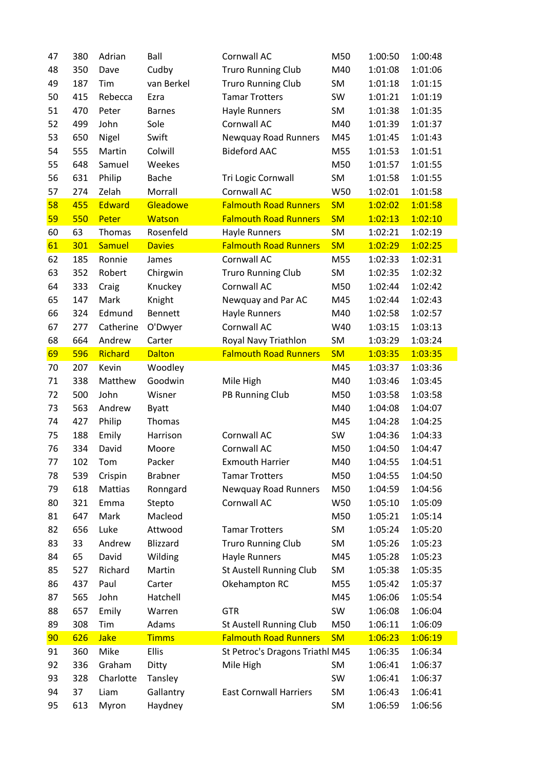| | | | | | | | |
|---|---|---|---|---|---|---|---|
| 47 | 380 | Adrian | Ball | Cornwall AC | M50 | 1:00:50 | 1:00:48 |
| 48 | 350 | Dave | Cudby | Truro Running Club | M40 | 1:01:08 | 1:01:06 |
| 49 | 187 | Tim | van Berkel | Truro Running Club | SM | 1:01:18 | 1:01:15 |
| 50 | 415 | Rebecca | Ezra | Tamar Trotters | SW | 1:01:21 | 1:01:19 |
| 51 | 470 | Peter | Barnes | Hayle Runners | SM | 1:01:38 | 1:01:35 |
| 52 | 499 | John | Sole | Cornwall AC | M40 | 1:01:39 | 1:01:37 |
| 53 | 650 | Nigel | Swift | Newquay Road Runners | M45 | 1:01:45 | 1:01:43 |
| 54 | 555 | Martin | Colwill | Bideford AAC | M55 | 1:01:53 | 1:01:51 |
| 55 | 648 | Samuel | Weekes | | M50 | 1:01:57 | 1:01:55 |
| 56 | 631 | Philip | Bache | Tri Logic Cornwall | SM | 1:01:58 | 1:01:55 |
| 57 | 274 | Zelah | Morrall | Cornwall AC | W50 | 1:02:01 | 1:01:58 |
| 58 | 455 | Edward | Gleadowe | Falmouth Road Runners | SM | 1:02:02 | 1:01:58 |
| 59 | 550 | Peter | Watson | Falmouth Road Runners | SM | 1:02:13 | 1:02:10 |
| 60 | 63 | Thomas | Rosenfeld | Hayle Runners | SM | 1:02:21 | 1:02:19 |
| 61 | 301 | Samuel | Davies | Falmouth Road Runners | SM | 1:02:29 | 1:02:25 |
| 62 | 185 | Ronnie | James | Cornwall AC | M55 | 1:02:33 | 1:02:31 |
| 63 | 352 | Robert | Chirgwin | Truro Running Club | SM | 1:02:35 | 1:02:32 |
| 64 | 333 | Craig | Knuckey | Cornwall AC | M50 | 1:02:44 | 1:02:42 |
| 65 | 147 | Mark | Knight | Newquay and Par AC | M45 | 1:02:44 | 1:02:43 |
| 66 | 324 | Edmund | Bennett | Hayle Runners | M40 | 1:02:58 | 1:02:57 |
| 67 | 277 | Catherine | O'Dwyer | Cornwall AC | W40 | 1:03:15 | 1:03:13 |
| 68 | 664 | Andrew | Carter | Royal Navy Triathlon | SM | 1:03:29 | 1:03:24 |
| 69 | 596 | Richard | Dalton | Falmouth Road Runners | SM | 1:03:35 | 1:03:35 |
| 70 | 207 | Kevin | Woodley | | M45 | 1:03:37 | 1:03:36 |
| 71 | 338 | Matthew | Goodwin | Mile High | M40 | 1:03:46 | 1:03:45 |
| 72 | 500 | John | Wisner | PB Running Club | M50 | 1:03:58 | 1:03:58 |
| 73 | 563 | Andrew | Byatt | | M40 | 1:04:08 | 1:04:07 |
| 74 | 427 | Philip | Thomas | | M45 | 1:04:28 | 1:04:25 |
| 75 | 188 | Emily | Harrison | Cornwall AC | SW | 1:04:36 | 1:04:33 |
| 76 | 334 | David | Moore | Cornwall AC | M50 | 1:04:50 | 1:04:47 |
| 77 | 102 | Tom | Packer | Exmouth Harrier | M40 | 1:04:55 | 1:04:51 |
| 78 | 539 | Crispin | Brabner | Tamar Trotters | M50 | 1:04:55 | 1:04:50 |
| 79 | 618 | Mattias | Ronngard | Newquay Road Runners | M50 | 1:04:59 | 1:04:56 |
| 80 | 321 | Emma | Stepto | Cornwall AC | W50 | 1:05:10 | 1:05:09 |
| 81 | 647 | Mark | Macleod | | M50 | 1:05:21 | 1:05:14 |
| 82 | 656 | Luke | Attwood | Tamar Trotters | SM | 1:05:24 | 1:05:20 |
| 83 | 33 | Andrew | Blizzard | Truro Running Club | SM | 1:05:26 | 1:05:23 |
| 84 | 65 | David | Wilding | Hayle Runners | M45 | 1:05:28 | 1:05:23 |
| 85 | 527 | Richard | Martin | St Austell Running Club | SM | 1:05:38 | 1:05:35 |
| 86 | 437 | Paul | Carter | Okehampton RC | M55 | 1:05:42 | 1:05:37 |
| 87 | 565 | John | Hatchell | | M45 | 1:06:06 | 1:05:54 |
| 88 | 657 | Emily | Warren | GTR | SW | 1:06:08 | 1:06:04 |
| 89 | 308 | Tim | Adams | St Austell Running Club | M50 | 1:06:11 | 1:06:09 |
| 90 | 626 | Jake | Timms | Falmouth Road Runners | SM | 1:06:23 | 1:06:19 |
| 91 | 360 | Mike | Ellis | St Petroc's Dragons Triathl | M45 | 1:06:35 | 1:06:34 |
| 92 | 336 | Graham | Ditty | Mile High | SM | 1:06:41 | 1:06:37 |
| 93 | 328 | Charlotte | Tansley | | SW | 1:06:41 | 1:06:37 |
| 94 | 37 | Liam | Gallantry | East Cornwall Harriers | SM | 1:06:43 | 1:06:41 |
| 95 | 613 | Myron | Haydney | | SM | 1:06:59 | 1:06:56 |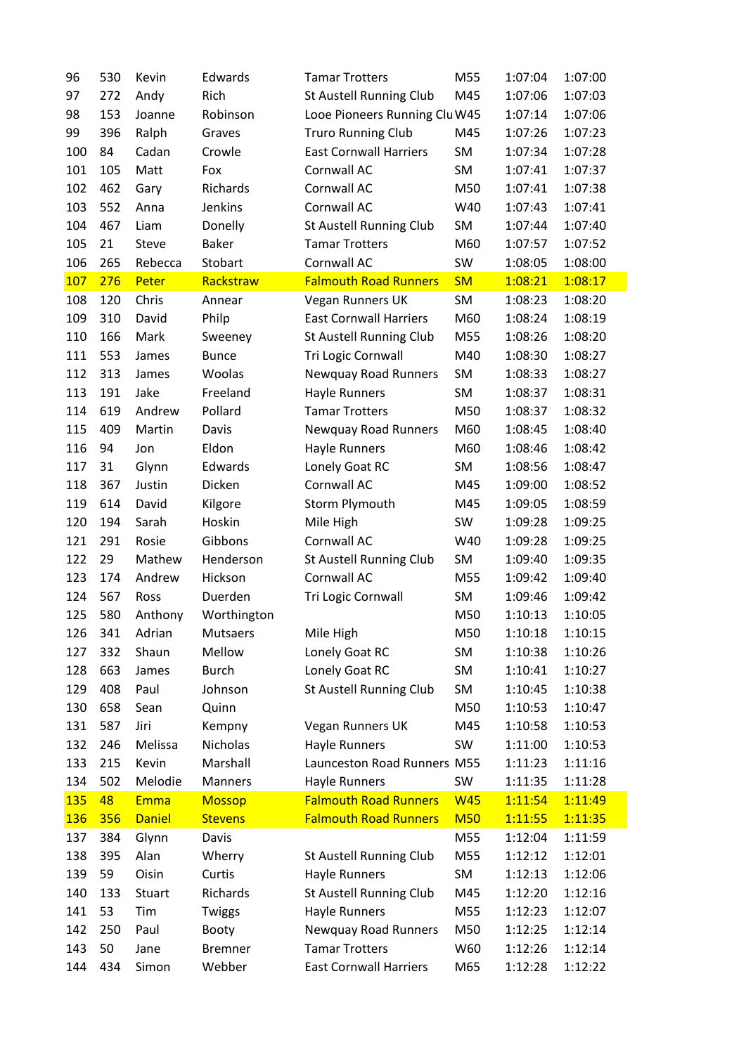| | | | | | | | |
|---|---|---|---|---|---|---|---|
| 96 | 530 | Kevin | Edwards | Tamar Trotters | M55 | 1:07:04 | 1:07:00 |
| 97 | 272 | Andy | Rich | St Austell Running Club | M45 | 1:07:06 | 1:07:03 |
| 98 | 153 | Joanne | Robinson | Looe Pioneers Running Clu | W45 | 1:07:14 | 1:07:06 |
| 99 | 396 | Ralph | Graves | Truro Running Club | M45 | 1:07:26 | 1:07:23 |
| 100 | 84 | Cadan | Crowle | East Cornwall Harriers | SM | 1:07:34 | 1:07:28 |
| 101 | 105 | Matt | Fox | Cornwall AC | SM | 1:07:41 | 1:07:37 |
| 102 | 462 | Gary | Richards | Cornwall AC | M50 | 1:07:41 | 1:07:38 |
| 103 | 552 | Anna | Jenkins | Cornwall AC | W40 | 1:07:43 | 1:07:41 |
| 104 | 467 | Liam | Donelly | St Austell Running Club | SM | 1:07:44 | 1:07:40 |
| 105 | 21 | Steve | Baker | Tamar Trotters | M60 | 1:07:57 | 1:07:52 |
| 106 | 265 | Rebecca | Stobart | Cornwall AC | SW | 1:08:05 | 1:08:00 |
| 107 | 276 | Peter | Rackstraw | Falmouth Road Runners | SM | 1:08:21 | 1:08:17 |
| 108 | 120 | Chris | Annear | Vegan Runners UK | SM | 1:08:23 | 1:08:20 |
| 109 | 310 | David | Philp | East Cornwall Harriers | M60 | 1:08:24 | 1:08:19 |
| 110 | 166 | Mark | Sweeney | St Austell Running Club | M55 | 1:08:26 | 1:08:20 |
| 111 | 553 | James | Bunce | Tri Logic Cornwall | M40 | 1:08:30 | 1:08:27 |
| 112 | 313 | James | Woolas | Newquay Road Runners | SM | 1:08:33 | 1:08:27 |
| 113 | 191 | Jake | Freeland | Hayle Runners | SM | 1:08:37 | 1:08:31 |
| 114 | 619 | Andrew | Pollard | Tamar Trotters | M50 | 1:08:37 | 1:08:32 |
| 115 | 409 | Martin | Davis | Newquay Road Runners | M60 | 1:08:45 | 1:08:40 |
| 116 | 94 | Jon | Eldon | Hayle Runners | M60 | 1:08:46 | 1:08:42 |
| 117 | 31 | Glynn | Edwards | Lonely Goat RC | SM | 1:08:56 | 1:08:47 |
| 118 | 367 | Justin | Dicken | Cornwall AC | M45 | 1:09:00 | 1:08:52 |
| 119 | 614 | David | Kilgore | Storm Plymouth | M45 | 1:09:05 | 1:08:59 |
| 120 | 194 | Sarah | Hoskin | Mile High | SW | 1:09:28 | 1:09:25 |
| 121 | 291 | Rosie | Gibbons | Cornwall AC | W40 | 1:09:28 | 1:09:25 |
| 122 | 29 | Mathew | Henderson | St Austell Running Club | SM | 1:09:40 | 1:09:35 |
| 123 | 174 | Andrew | Hickson | Cornwall AC | M55 | 1:09:42 | 1:09:40 |
| 124 | 567 | Ross | Duerden | Tri Logic Cornwall | SM | 1:09:46 | 1:09:42 |
| 125 | 580 | Anthony | Worthington | | M50 | 1:10:13 | 1:10:05 |
| 126 | 341 | Adrian | Mutsaers | Mile High | M50 | 1:10:18 | 1:10:15 |
| 127 | 332 | Shaun | Mellow | Lonely Goat RC | SM | 1:10:38 | 1:10:26 |
| 128 | 663 | James | Burch | Lonely Goat RC | SM | 1:10:41 | 1:10:27 |
| 129 | 408 | Paul | Johnson | St Austell Running Club | SM | 1:10:45 | 1:10:38 |
| 130 | 658 | Sean | Quinn | | M50 | 1:10:53 | 1:10:47 |
| 131 | 587 | Jiri | Kempny | Vegan Runners UK | M45 | 1:10:58 | 1:10:53 |
| 132 | 246 | Melissa | Nicholas | Hayle Runners | SW | 1:11:00 | 1:10:53 |
| 133 | 215 | Kevin | Marshall | Launceston Road Runners | M55 | 1:11:23 | 1:11:16 |
| 134 | 502 | Melodie | Manners | Hayle Runners | SW | 1:11:35 | 1:11:28 |
| 135 | 48 | Emma | Mossop | Falmouth Road Runners | W45 | 1:11:54 | 1:11:49 |
| 136 | 356 | Daniel | Stevens | Falmouth Road Runners | M50 | 1:11:55 | 1:11:35 |
| 137 | 384 | Glynn | Davis | | M55 | 1:12:04 | 1:11:59 |
| 138 | 395 | Alan | Wherry | St Austell Running Club | M55 | 1:12:12 | 1:12:01 |
| 139 | 59 | Oisin | Curtis | Hayle Runners | SM | 1:12:13 | 1:12:06 |
| 140 | 133 | Stuart | Richards | St Austell Running Club | M45 | 1:12:20 | 1:12:16 |
| 141 | 53 | Tim | Twiggs | Hayle Runners | M55 | 1:12:23 | 1:12:07 |
| 142 | 250 | Paul | Booty | Newquay Road Runners | M50 | 1:12:25 | 1:12:14 |
| 143 | 50 | Jane | Bremner | Tamar Trotters | W60 | 1:12:26 | 1:12:14 |
| 144 | 434 | Simon | Webber | East Cornwall Harriers | M65 | 1:12:28 | 1:12:22 |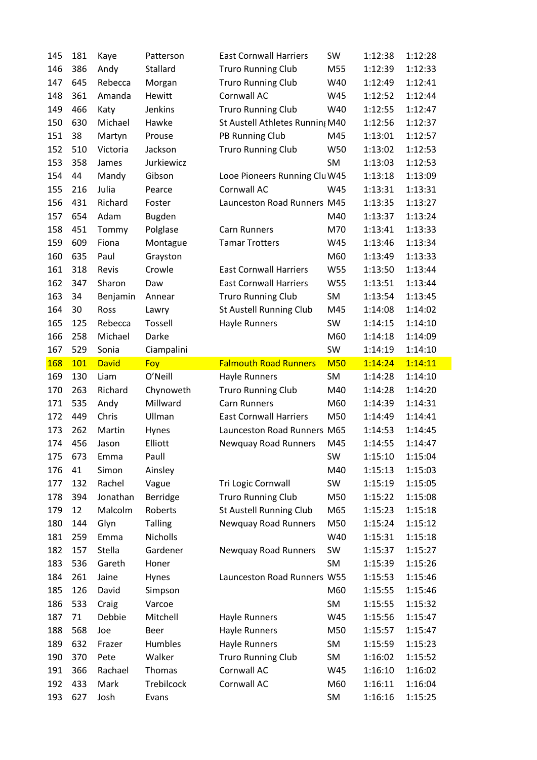| | | | | | | | |
|---|---|---|---|---|---|---|---|
| 145 | 181 | Kaye | Patterson | East Cornwall Harriers | SW | 1:12:38 | 1:12:28 |
| 146 | 386 | Andy | Stallard | Truro Running Club | M55 | 1:12:39 | 1:12:33 |
| 147 | 645 | Rebecca | Morgan | Truro Running Club | W40 | 1:12:49 | 1:12:41 |
| 148 | 361 | Amanda | Hewitt | Cornwall AC | W45 | 1:12:52 | 1:12:44 |
| 149 | 466 | Katy | Jenkins | Truro Running Club | W40 | 1:12:55 | 1:12:47 |
| 150 | 630 | Michael | Hawke | St Austell Athletes Running | M40 | 1:12:56 | 1:12:37 |
| 151 | 38 | Martyn | Prouse | PB Running Club | M45 | 1:13:01 | 1:12:57 |
| 152 | 510 | Victoria | Jackson | Truro Running Club | W50 | 1:13:02 | 1:12:53 |
| 153 | 358 | James | Jurkiewicz | | SM | 1:13:03 | 1:12:53 |
| 154 | 44 | Mandy | Gibson | Looe Pioneers Running Clu | W45 | 1:13:18 | 1:13:09 |
| 155 | 216 | Julia | Pearce | Cornwall AC | W45 | 1:13:31 | 1:13:31 |
| 156 | 431 | Richard | Foster | Launceston Road Runners | M45 | 1:13:35 | 1:13:27 |
| 157 | 654 | Adam | Bugden | | M40 | 1:13:37 | 1:13:24 |
| 158 | 451 | Tommy | Polglase | Carn Runners | M70 | 1:13:41 | 1:13:33 |
| 159 | 609 | Fiona | Montague | Tamar Trotters | W45 | 1:13:46 | 1:13:34 |
| 160 | 635 | Paul | Grayston | | M60 | 1:13:49 | 1:13:33 |
| 161 | 318 | Revis | Crowle | East Cornwall Harriers | W55 | 1:13:50 | 1:13:44 |
| 162 | 347 | Sharon | Daw | East Cornwall Harriers | W55 | 1:13:51 | 1:13:44 |
| 163 | 34 | Benjamin | Annear | Truro Running Club | SM | 1:13:54 | 1:13:45 |
| 164 | 30 | Ross | Lawry | St Austell Running Club | M45 | 1:14:08 | 1:14:02 |
| 165 | 125 | Rebecca | Tossell | Hayle Runners | SW | 1:14:15 | 1:14:10 |
| 166 | 258 | Michael | Darke | | M60 | 1:14:18 | 1:14:09 |
| 167 | 529 | Sonia | Ciampalini | | SW | 1:14:19 | 1:14:10 |
| 168 | 101 | David | Foy | Falmouth Road Runners | M50 | 1:14:24 | 1:14:11 |
| 169 | 130 | Liam | O'Neill | Hayle Runners | SM | 1:14:28 | 1:14:10 |
| 170 | 263 | Richard | Chynoweth | Truro Running Club | M40 | 1:14:28 | 1:14:20 |
| 171 | 535 | Andy | Millward | Carn Runners | M60 | 1:14:39 | 1:14:31 |
| 172 | 449 | Chris | Ullman | East Cornwall Harriers | M50 | 1:14:49 | 1:14:41 |
| 173 | 262 | Martin | Hynes | Launceston Road Runners | M65 | 1:14:53 | 1:14:45 |
| 174 | 456 | Jason | Elliott | Newquay Road Runners | M45 | 1:14:55 | 1:14:47 |
| 175 | 673 | Emma | Paull | | SW | 1:15:10 | 1:15:04 |
| 176 | 41 | Simon | Ainsley | | M40 | 1:15:13 | 1:15:03 |
| 177 | 132 | Rachel | Vague | Tri Logic Cornwall | SW | 1:15:19 | 1:15:05 |
| 178 | 394 | Jonathan | Berridge | Truro Running Club | M50 | 1:15:22 | 1:15:08 |
| 179 | 12 | Malcolm | Roberts | St Austell Running Club | M65 | 1:15:23 | 1:15:18 |
| 180 | 144 | Glyn | Talling | Newquay Road Runners | M50 | 1:15:24 | 1:15:12 |
| 181 | 259 | Emma | Nicholls | | W40 | 1:15:31 | 1:15:18 |
| 182 | 157 | Stella | Gardener | Newquay Road Runners | SW | 1:15:37 | 1:15:27 |
| 183 | 536 | Gareth | Honer | | SM | 1:15:39 | 1:15:26 |
| 184 | 261 | Jaine | Hynes | Launceston Road Runners | W55 | 1:15:53 | 1:15:46 |
| 185 | 126 | David | Simpson | | M60 | 1:15:55 | 1:15:46 |
| 186 | 533 | Craig | Varcoe | | SM | 1:15:55 | 1:15:32 |
| 187 | 71 | Debbie | Mitchell | Hayle Runners | W45 | 1:15:56 | 1:15:47 |
| 188 | 568 | Joe | Beer | Hayle Runners | M50 | 1:15:57 | 1:15:47 |
| 189 | 632 | Frazer | Humbles | Hayle Runners | SM | 1:15:59 | 1:15:23 |
| 190 | 370 | Pete | Walker | Truro Running Club | SM | 1:16:02 | 1:15:52 |
| 191 | 366 | Rachael | Thomas | Cornwall AC | W45 | 1:16:10 | 1:16:02 |
| 192 | 433 | Mark | Trebilcock | Cornwall AC | M60 | 1:16:11 | 1:16:04 |
| 193 | 627 | Josh | Evans | | SM | 1:16:16 | 1:15:25 |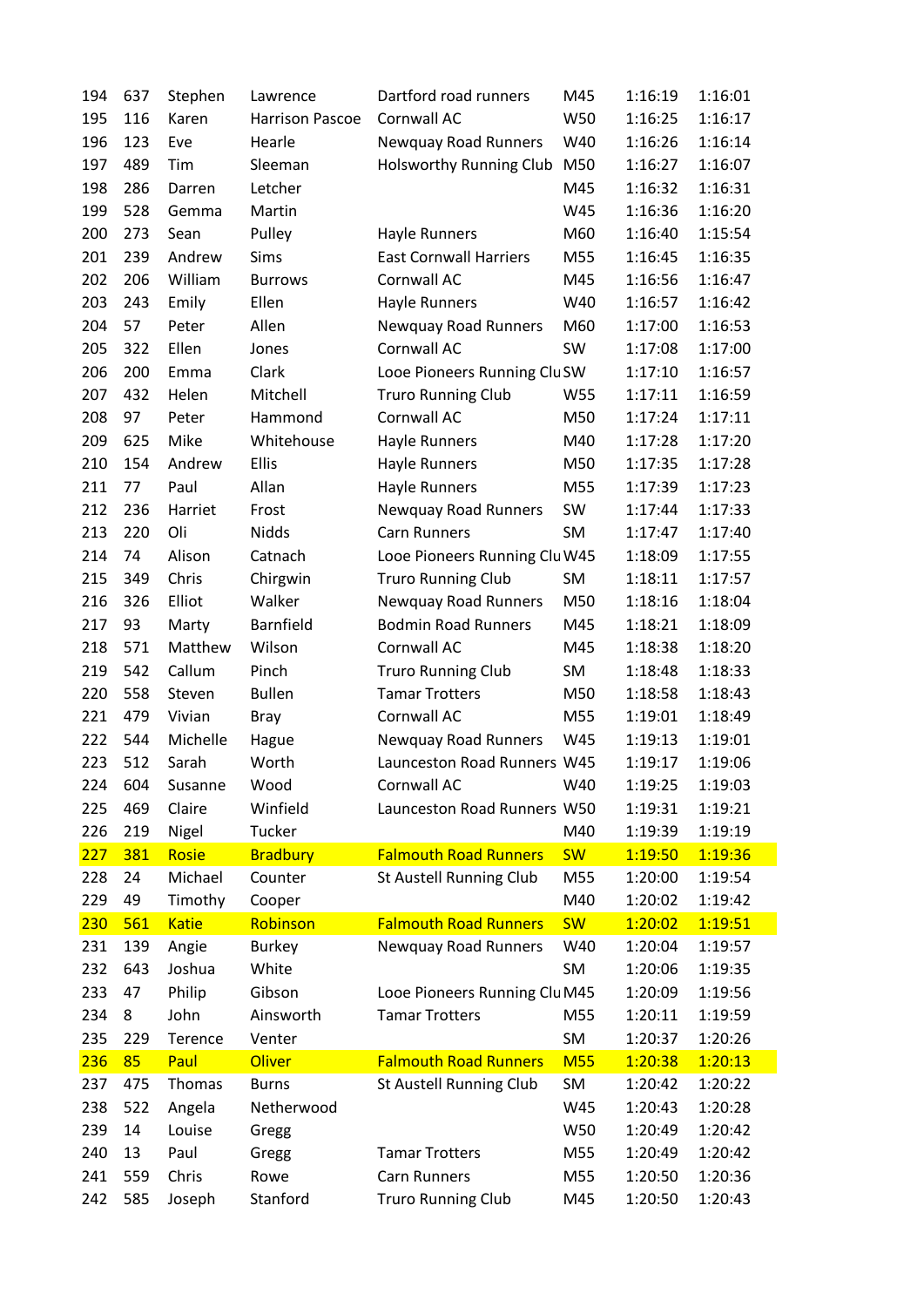| | | | | | | | |
|---|---|---|---|---|---|---|---|
| 194 | 637 | Stephen | Lawrence | Dartford road runners | M45 | 1:16:19 | 1:16:01 |
| 195 | 116 | Karen | Harrison Pascoe | Cornwall AC | W50 | 1:16:25 | 1:16:17 |
| 196 | 123 | Eve | Hearle | Newquay Road Runners | W40 | 1:16:26 | 1:16:14 |
| 197 | 489 | Tim | Sleeman | Holsworthy Running Club | M50 | 1:16:27 | 1:16:07 |
| 198 | 286 | Darren | Letcher | | M45 | 1:16:32 | 1:16:31 |
| 199 | 528 | Gemma | Martin | | W45 | 1:16:36 | 1:16:20 |
| 200 | 273 | Sean | Pulley | Hayle Runners | M60 | 1:16:40 | 1:15:54 |
| 201 | 239 | Andrew | Sims | East Cornwall Harriers | M55 | 1:16:45 | 1:16:35 |
| 202 | 206 | William | Burrows | Cornwall AC | M45 | 1:16:56 | 1:16:47 |
| 203 | 243 | Emily | Ellen | Hayle Runners | W40 | 1:16:57 | 1:16:42 |
| 204 | 57 | Peter | Allen | Newquay Road Runners | M60 | 1:17:00 | 1:16:53 |
| 205 | 322 | Ellen | Jones | Cornwall AC | SW | 1:17:08 | 1:17:00 |
| 206 | 200 | Emma | Clark | Looe Pioneers Running Clu | SW | 1:17:10 | 1:16:57 |
| 207 | 432 | Helen | Mitchell | Truro Running Club | W55 | 1:17:11 | 1:16:59 |
| 208 | 97 | Peter | Hammond | Cornwall AC | M50 | 1:17:24 | 1:17:11 |
| 209 | 625 | Mike | Whitehouse | Hayle Runners | M40 | 1:17:28 | 1:17:20 |
| 210 | 154 | Andrew | Ellis | Hayle Runners | M50 | 1:17:35 | 1:17:28 |
| 211 | 77 | Paul | Allan | Hayle Runners | M55 | 1:17:39 | 1:17:23 |
| 212 | 236 | Harriet | Frost | Newquay Road Runners | SW | 1:17:44 | 1:17:33 |
| 213 | 220 | Oli | Nidds | Carn Runners | SM | 1:17:47 | 1:17:40 |
| 214 | 74 | Alison | Catnach | Looe Pioneers Running Clu | W45 | 1:18:09 | 1:17:55 |
| 215 | 349 | Chris | Chirgwin | Truro Running Club | SM | 1:18:11 | 1:17:57 |
| 216 | 326 | Elliot | Walker | Newquay Road Runners | M50 | 1:18:16 | 1:18:04 |
| 217 | 93 | Marty | Barnfield | Bodmin Road Runners | M45 | 1:18:21 | 1:18:09 |
| 218 | 571 | Matthew | Wilson | Cornwall AC | M45 | 1:18:38 | 1:18:20 |
| 219 | 542 | Callum | Pinch | Truro Running Club | SM | 1:18:48 | 1:18:33 |
| 220 | 558 | Steven | Bullen | Tamar Trotters | M50 | 1:18:58 | 1:18:43 |
| 221 | 479 | Vivian | Bray | Cornwall AC | M55 | 1:19:01 | 1:18:49 |
| 222 | 544 | Michelle | Hague | Newquay Road Runners | W45 | 1:19:13 | 1:19:01 |
| 223 | 512 | Sarah | Worth | Launceston Road Runners | W45 | 1:19:17 | 1:19:06 |
| 224 | 604 | Susanne | Wood | Cornwall AC | W40 | 1:19:25 | 1:19:03 |
| 225 | 469 | Claire | Winfield | Launceston Road Runners | W50 | 1:19:31 | 1:19:21 |
| 226 | 219 | Nigel | Tucker | | M40 | 1:19:39 | 1:19:19 |
| 227 | 381 | Rosie | Bradbury | Falmouth Road Runners | SW | 1:19:50 | 1:19:36 |
| 228 | 24 | Michael | Counter | St Austell Running Club | M55 | 1:20:00 | 1:19:54 |
| 229 | 49 | Timothy | Cooper | | M40 | 1:20:02 | 1:19:42 |
| 230 | 561 | Katie | Robinson | Falmouth Road Runners | SW | 1:20:02 | 1:19:51 |
| 231 | 139 | Angie | Burkey | Newquay Road Runners | W40 | 1:20:04 | 1:19:57 |
| 232 | 643 | Joshua | White | | SM | 1:20:06 | 1:19:35 |
| 233 | 47 | Philip | Gibson | Looe Pioneers Running Clu | M45 | 1:20:09 | 1:19:56 |
| 234 | 8 | John | Ainsworth | Tamar Trotters | M55 | 1:20:11 | 1:19:59 |
| 235 | 229 | Terence | Venter | | SM | 1:20:37 | 1:20:26 |
| 236 | 85 | Paul | Oliver | Falmouth Road Runners | M55 | 1:20:38 | 1:20:13 |
| 237 | 475 | Thomas | Burns | St Austell Running Club | SM | 1:20:42 | 1:20:22 |
| 238 | 522 | Angela | Netherwood | | W45 | 1:20:43 | 1:20:28 |
| 239 | 14 | Louise | Gregg | | W50 | 1:20:49 | 1:20:42 |
| 240 | 13 | Paul | Gregg | Tamar Trotters | M55 | 1:20:49 | 1:20:42 |
| 241 | 559 | Chris | Rowe | Carn Runners | M55 | 1:20:50 | 1:20:36 |
| 242 | 585 | Joseph | Stanford | Truro Running Club | M45 | 1:20:50 | 1:20:43 |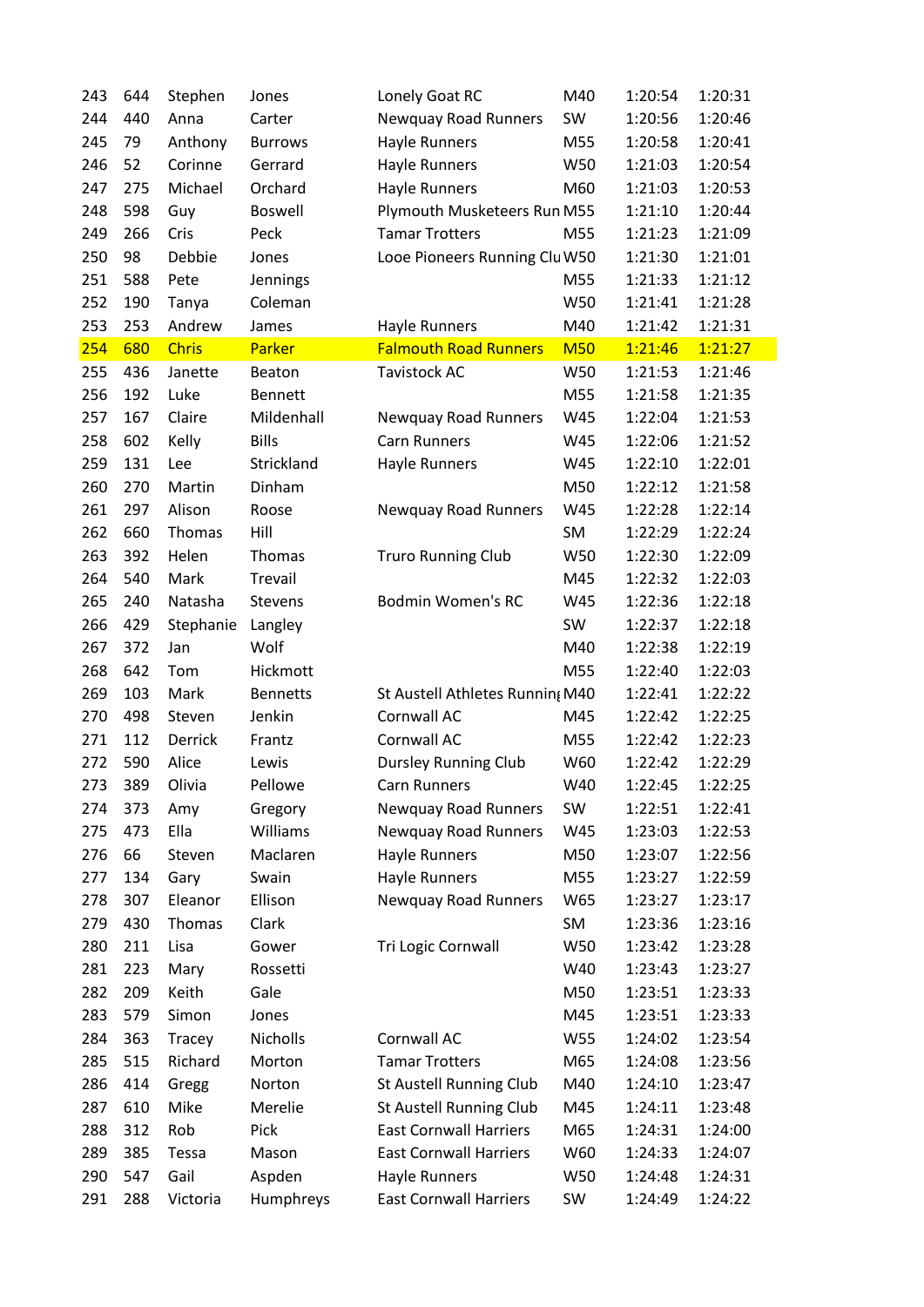| | | | | | | | |
|---|---|---|---|---|---|---|---|
| 243 | 644 | Stephen | Jones | Lonely Goat RC | M40 | 1:20:54 | 1:20:31 |
| 244 | 440 | Anna | Carter | Newquay Road Runners | SW | 1:20:56 | 1:20:46 |
| 245 | 79 | Anthony | Burrows | Hayle Runners | M55 | 1:20:58 | 1:20:41 |
| 246 | 52 | Corinne | Gerrard | Hayle Runners | W50 | 1:21:03 | 1:20:54 |
| 247 | 275 | Michael | Orchard | Hayle Runners | M60 | 1:21:03 | 1:20:53 |
| 248 | 598 | Guy | Boswell | Plymouth Musketeers Run | M55 | 1:21:10 | 1:20:44 |
| 249 | 266 | Cris | Peck | Tamar Trotters | M55 | 1:21:23 | 1:21:09 |
| 250 | 98 | Debbie | Jones | Looe Pioneers Running Clu | W50 | 1:21:30 | 1:21:01 |
| 251 | 588 | Pete | Jennings | | M55 | 1:21:33 | 1:21:12 |
| 252 | 190 | Tanya | Coleman | | W50 | 1:21:41 | 1:21:28 |
| 253 | 253 | Andrew | James | Hayle Runners | M40 | 1:21:42 | 1:21:31 |
| 254 | 680 | Chris | Parker | Falmouth Road Runners | M50 | 1:21:46 | 1:21:27 |
| 255 | 436 | Janette | Beaton | Tavistock AC | W50 | 1:21:53 | 1:21:46 |
| 256 | 192 | Luke | Bennett | | M55 | 1:21:58 | 1:21:35 |
| 257 | 167 | Claire | Mildenhall | Newquay Road Runners | W45 | 1:22:04 | 1:21:53 |
| 258 | 602 | Kelly | Bills | Carn Runners | W45 | 1:22:06 | 1:21:52 |
| 259 | 131 | Lee | Strickland | Hayle Runners | W45 | 1:22:10 | 1:22:01 |
| 260 | 270 | Martin | Dinham | | M50 | 1:22:12 | 1:21:58 |
| 261 | 297 | Alison | Roose | Newquay Road Runners | W45 | 1:22:28 | 1:22:14 |
| 262 | 660 | Thomas | Hill | | SM | 1:22:29 | 1:22:24 |
| 263 | 392 | Helen | Thomas | Truro Running Club | W50 | 1:22:30 | 1:22:09 |
| 264 | 540 | Mark | Trevail | | M45 | 1:22:32 | 1:22:03 |
| 265 | 240 | Natasha | Stevens | Bodmin Women's RC | W45 | 1:22:36 | 1:22:18 |
| 266 | 429 | Stephanie | Langley | | SW | 1:22:37 | 1:22:18 |
| 267 | 372 | Jan | Wolf | | M40 | 1:22:38 | 1:22:19 |
| 268 | 642 | Tom | Hickmott | | M55 | 1:22:40 | 1:22:03 |
| 269 | 103 | Mark | Bennetts | St Austell Athletes Running | M40 | 1:22:41 | 1:22:22 |
| 270 | 498 | Steven | Jenkin | Cornwall AC | M45 | 1:22:42 | 1:22:25 |
| 271 | 112 | Derrick | Frantz | Cornwall AC | M55 | 1:22:42 | 1:22:23 |
| 272 | 590 | Alice | Lewis | Dursley Running Club | W60 | 1:22:42 | 1:22:29 |
| 273 | 389 | Olivia | Pellowe | Carn Runners | W40 | 1:22:45 | 1:22:25 |
| 274 | 373 | Amy | Gregory | Newquay Road Runners | SW | 1:22:51 | 1:22:41 |
| 275 | 473 | Ella | Williams | Newquay Road Runners | W45 | 1:23:03 | 1:22:53 |
| 276 | 66 | Steven | Maclaren | Hayle Runners | M50 | 1:23:07 | 1:22:56 |
| 277 | 134 | Gary | Swain | Hayle Runners | M55 | 1:23:27 | 1:22:59 |
| 278 | 307 | Eleanor | Ellison | Newquay Road Runners | W65 | 1:23:27 | 1:23:17 |
| 279 | 430 | Thomas | Clark | | SM | 1:23:36 | 1:23:16 |
| 280 | 211 | Lisa | Gower | Tri Logic Cornwall | W50 | 1:23:42 | 1:23:28 |
| 281 | 223 | Mary | Rossetti | | W40 | 1:23:43 | 1:23:27 |
| 282 | 209 | Keith | Gale | | M50 | 1:23:51 | 1:23:33 |
| 283 | 579 | Simon | Jones | | M45 | 1:23:51 | 1:23:33 |
| 284 | 363 | Tracey | Nicholls | Cornwall AC | W55 | 1:24:02 | 1:23:54 |
| 285 | 515 | Richard | Morton | Tamar Trotters | M65 | 1:24:08 | 1:23:56 |
| 286 | 414 | Gregg | Norton | St Austell Running Club | M40 | 1:24:10 | 1:23:47 |
| 287 | 610 | Mike | Merelie | St Austell Running Club | M45 | 1:24:11 | 1:23:48 |
| 288 | 312 | Rob | Pick | East Cornwall Harriers | M65 | 1:24:31 | 1:24:00 |
| 289 | 385 | Tessa | Mason | East Cornwall Harriers | W60 | 1:24:33 | 1:24:07 |
| 290 | 547 | Gail | Aspden | Hayle Runners | W50 | 1:24:48 | 1:24:31 |
| 291 | 288 | Victoria | Humphreys | East Cornwall Harriers | SW | 1:24:49 | 1:24:22 |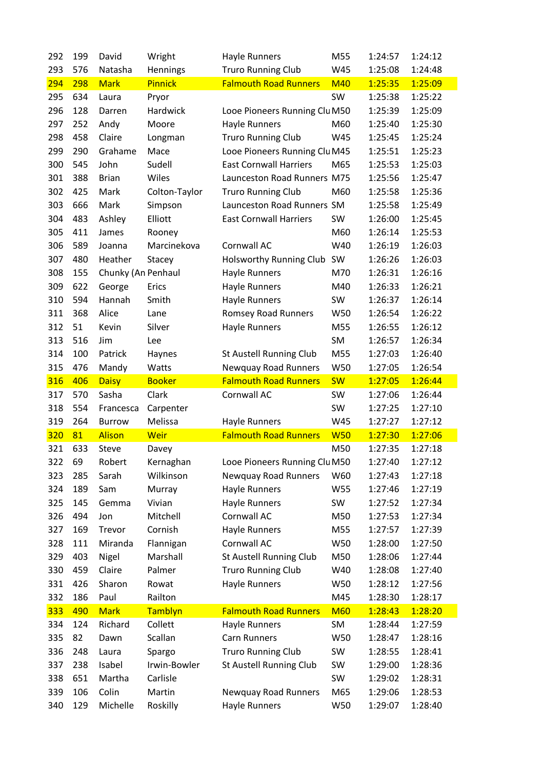| | | | | | | | |
|---|---|---|---|---|---|---|---|
| 292 | 199 | David | Wright | Hayle Runners | M55 | 1:24:57 | 1:24:12 |
| 293 | 576 | Natasha | Hennings | Truro Running Club | W45 | 1:25:08 | 1:24:48 |
| 294 | 298 | Mark | Pinnick | Falmouth Road Runners | M40 | 1:25:35 | 1:25:09 |
| 295 | 634 | Laura | Pryor | | SW | 1:25:38 | 1:25:22 |
| 296 | 128 | Darren | Hardwick | Looe Pioneers Running Clu | M50 | 1:25:39 | 1:25:09 |
| 297 | 252 | Andy | Moore | Hayle Runners | M60 | 1:25:40 | 1:25:30 |
| 298 | 458 | Claire | Longman | Truro Running Club | W45 | 1:25:45 | 1:25:24 |
| 299 | 290 | Grahame | Mace | Looe Pioneers Running Clu | M45 | 1:25:51 | 1:25:23 |
| 300 | 545 | John | Sudell | East Cornwall Harriers | M65 | 1:25:53 | 1:25:03 |
| 301 | 388 | Brian | Wiles | Launceston Road Runners | M75 | 1:25:56 | 1:25:47 |
| 302 | 425 | Mark | Colton-Taylor | Truro Running Club | M60 | 1:25:58 | 1:25:36 |
| 303 | 666 | Mark | Simpson | Launceston Road Runners | SM | 1:25:58 | 1:25:49 |
| 304 | 483 | Ashley | Elliott | East Cornwall Harriers | SW | 1:26:00 | 1:25:45 |
| 305 | 411 | James | Rooney | | M60 | 1:26:14 | 1:25:53 |
| 306 | 589 | Joanna | Marcinekova | Cornwall AC | W40 | 1:26:19 | 1:26:03 |
| 307 | 480 | Heather | Stacey | Holsworthy Running Club | SW | 1:26:26 | 1:26:03 |
| 308 | 155 | Chunky (An | Penhaul | Hayle Runners | M70 | 1:26:31 | 1:26:16 |
| 309 | 622 | George | Erics | Hayle Runners | M40 | 1:26:33 | 1:26:21 |
| 310 | 594 | Hannah | Smith | Hayle Runners | SW | 1:26:37 | 1:26:14 |
| 311 | 368 | Alice | Lane | Romsey Road Runners | W50 | 1:26:54 | 1:26:22 |
| 312 | 51 | Kevin | Silver | Hayle Runners | M55 | 1:26:55 | 1:26:12 |
| 313 | 516 | Jim | Lee | | SM | 1:26:57 | 1:26:34 |
| 314 | 100 | Patrick | Haynes | St Austell Running Club | M55 | 1:27:03 | 1:26:40 |
| 315 | 476 | Mandy | Watts | Newquay Road Runners | W50 | 1:27:05 | 1:26:54 |
| 316 | 406 | Daisy | Booker | Falmouth Road Runners | SW | 1:27:05 | 1:26:44 |
| 317 | 570 | Sasha | Clark | Cornwall AC | SW | 1:27:06 | 1:26:44 |
| 318 | 554 | Francesca | Carpenter | | SW | 1:27:25 | 1:27:10 |
| 319 | 264 | Burrow | Melissa | Hayle Runners | W45 | 1:27:27 | 1:27:12 |
| 320 | 81 | Alison | Weir | Falmouth Road Runners | W50 | 1:27:30 | 1:27:06 |
| 321 | 633 | Steve | Davey | | M50 | 1:27:35 | 1:27:18 |
| 322 | 69 | Robert | Kernaghan | Looe Pioneers Running Clu | M50 | 1:27:40 | 1:27:12 |
| 323 | 285 | Sarah | Wilkinson | Newquay Road Runners | W60 | 1:27:43 | 1:27:18 |
| 324 | 189 | Sam | Murray | Hayle Runners | W55 | 1:27:46 | 1:27:19 |
| 325 | 145 | Gemma | Vivian | Hayle Runners | SW | 1:27:52 | 1:27:34 |
| 326 | 494 | Jon | Mitchell | Cornwall AC | M50 | 1:27:53 | 1:27:34 |
| 327 | 169 | Trevor | Cornish | Hayle Runners | M55 | 1:27:57 | 1:27:39 |
| 328 | 111 | Miranda | Flannigan | Cornwall AC | W50 | 1:28:00 | 1:27:50 |
| 329 | 403 | Nigel | Marshall | St Austell Running Club | M50 | 1:28:06 | 1:27:44 |
| 330 | 459 | Claire | Palmer | Truro Running Club | W40 | 1:28:08 | 1:27:40 |
| 331 | 426 | Sharon | Rowat | Hayle Runners | W50 | 1:28:12 | 1:27:56 |
| 332 | 186 | Paul | Railton | | M45 | 1:28:30 | 1:28:17 |
| 333 | 490 | Mark | Tamblyn | Falmouth Road Runners | M60 | 1:28:43 | 1:28:20 |
| 334 | 124 | Richard | Collett | Hayle Runners | SM | 1:28:44 | 1:27:59 |
| 335 | 82 | Dawn | Scallan | Carn Runners | W50 | 1:28:47 | 1:28:16 |
| 336 | 248 | Laura | Spargo | Truro Running Club | SW | 1:28:55 | 1:28:41 |
| 337 | 238 | Isabel | Irwin-Bowler | St Austell Running Club | SW | 1:29:00 | 1:28:36 |
| 338 | 651 | Martha | Carlisle | | SW | 1:29:02 | 1:28:31 |
| 339 | 106 | Colin | Martin | Newquay Road Runners | M65 | 1:29:06 | 1:28:53 |
| 340 | 129 | Michelle | Roskilly | Hayle Runners | W50 | 1:29:07 | 1:28:40 |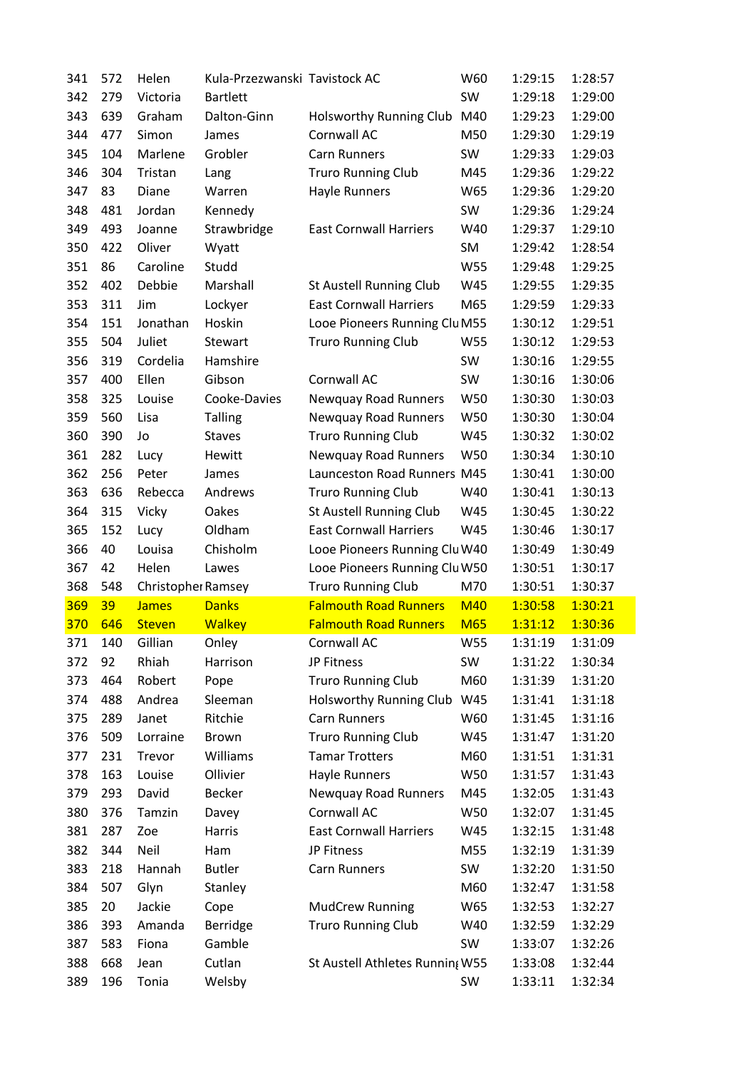| | | | | | | | |
|---|---|---|---|---|---|---|---|
| 341 | 572 | Helen | Kula-Przezwanski | Tavistock AC | W60 | 1:29:15 | 1:28:57 |
| 342 | 279 | Victoria | Bartlett | | SW | 1:29:18 | 1:29:00 |
| 343 | 639 | Graham | Dalton-Ginn | Holsworthy Running Club | M40 | 1:29:23 | 1:29:00 |
| 344 | 477 | Simon | James | Cornwall AC | M50 | 1:29:30 | 1:29:19 |
| 345 | 104 | Marlene | Grobler | Carn Runners | SW | 1:29:33 | 1:29:03 |
| 346 | 304 | Tristan | Lang | Truro Running Club | M45 | 1:29:36 | 1:29:22 |
| 347 | 83 | Diane | Warren | Hayle Runners | W65 | 1:29:36 | 1:29:20 |
| 348 | 481 | Jordan | Kennedy | | SW | 1:29:36 | 1:29:24 |
| 349 | 493 | Joanne | Strawbridge | East Cornwall Harriers | W40 | 1:29:37 | 1:29:10 |
| 350 | 422 | Oliver | Wyatt | | SM | 1:29:42 | 1:28:54 |
| 351 | 86 | Caroline | Studd | | W55 | 1:29:48 | 1:29:25 |
| 352 | 402 | Debbie | Marshall | St Austell Running Club | W45 | 1:29:55 | 1:29:35 |
| 353 | 311 | Jim | Lockyer | East Cornwall Harriers | M65 | 1:29:59 | 1:29:33 |
| 354 | 151 | Jonathan | Hoskin | Looe Pioneers Running Clu | M55 | 1:30:12 | 1:29:51 |
| 355 | 504 | Juliet | Stewart | Truro Running Club | W55 | 1:30:12 | 1:29:53 |
| 356 | 319 | Cordelia | Hamshire | | SW | 1:30:16 | 1:29:55 |
| 357 | 400 | Ellen | Gibson | Cornwall AC | SW | 1:30:16 | 1:30:06 |
| 358 | 325 | Louise | Cooke-Davies | Newquay Road Runners | W50 | 1:30:30 | 1:30:03 |
| 359 | 560 | Lisa | Talling | Newquay Road Runners | W50 | 1:30:30 | 1:30:04 |
| 360 | 390 | Jo | Staves | Truro Running Club | W45 | 1:30:32 | 1:30:02 |
| 361 | 282 | Lucy | Hewitt | Newquay Road Runners | W50 | 1:30:34 | 1:30:10 |
| 362 | 256 | Peter | James | Launceston Road Runners | M45 | 1:30:41 | 1:30:00 |
| 363 | 636 | Rebecca | Andrews | Truro Running Club | W40 | 1:30:41 | 1:30:13 |
| 364 | 315 | Vicky | Oakes | St Austell Running Club | W45 | 1:30:45 | 1:30:22 |
| 365 | 152 | Lucy | Oldham | East Cornwall Harriers | W45 | 1:30:46 | 1:30:17 |
| 366 | 40 | Louisa | Chisholm | Looe Pioneers Running Clu | W40 | 1:30:49 | 1:30:49 |
| 367 | 42 | Helen | Lawes | Looe Pioneers Running Clu | W50 | 1:30:51 | 1:30:17 |
| 368 | 548 | Christopher | Ramsey | Truro Running Club | M70 | 1:30:51 | 1:30:37 |
| 369 | 39 | James | Danks | Falmouth Road Runners | M40 | 1:30:58 | 1:30:21 |
| 370 | 646 | Steven | Walkey | Falmouth Road Runners | M65 | 1:31:12 | 1:30:36 |
| 371 | 140 | Gillian | Onley | Cornwall AC | W55 | 1:31:19 | 1:31:09 |
| 372 | 92 | Rhiah | Harrison | JP Fitness | SW | 1:31:22 | 1:30:34 |
| 373 | 464 | Robert | Pope | Truro Running Club | M60 | 1:31:39 | 1:31:20 |
| 374 | 488 | Andrea | Sleeman | Holsworthy Running Club | W45 | 1:31:41 | 1:31:18 |
| 375 | 289 | Janet | Ritchie | Carn Runners | W60 | 1:31:45 | 1:31:16 |
| 376 | 509 | Lorraine | Brown | Truro Running Club | W45 | 1:31:47 | 1:31:20 |
| 377 | 231 | Trevor | Williams | Tamar Trotters | M60 | 1:31:51 | 1:31:31 |
| 378 | 163 | Louise | Ollivier | Hayle Runners | W50 | 1:31:57 | 1:31:43 |
| 379 | 293 | David | Becker | Newquay Road Runners | M45 | 1:32:05 | 1:31:43 |
| 380 | 376 | Tamzin | Davey | Cornwall AC | W50 | 1:32:07 | 1:31:45 |
| 381 | 287 | Zoe | Harris | East Cornwall Harriers | W45 | 1:32:15 | 1:31:48 |
| 382 | 344 | Neil | Ham | JP Fitness | M55 | 1:32:19 | 1:31:39 |
| 383 | 218 | Hannah | Butler | Carn Runners | SW | 1:32:20 | 1:31:50 |
| 384 | 507 | Glyn | Stanley | | M60 | 1:32:47 | 1:31:58 |
| 385 | 20 | Jackie | Cope | MudCrew Running | W65 | 1:32:53 | 1:32:27 |
| 386 | 393 | Amanda | Berridge | Truro Running Club | W40 | 1:32:59 | 1:32:29 |
| 387 | 583 | Fiona | Gamble | | SW | 1:33:07 | 1:32:26 |
| 388 | 668 | Jean | Cutlan | St Austell Athletes Running | W55 | 1:33:08 | 1:32:44 |
| 389 | 196 | Tonia | Welsby | | SW | 1:33:11 | 1:32:34 |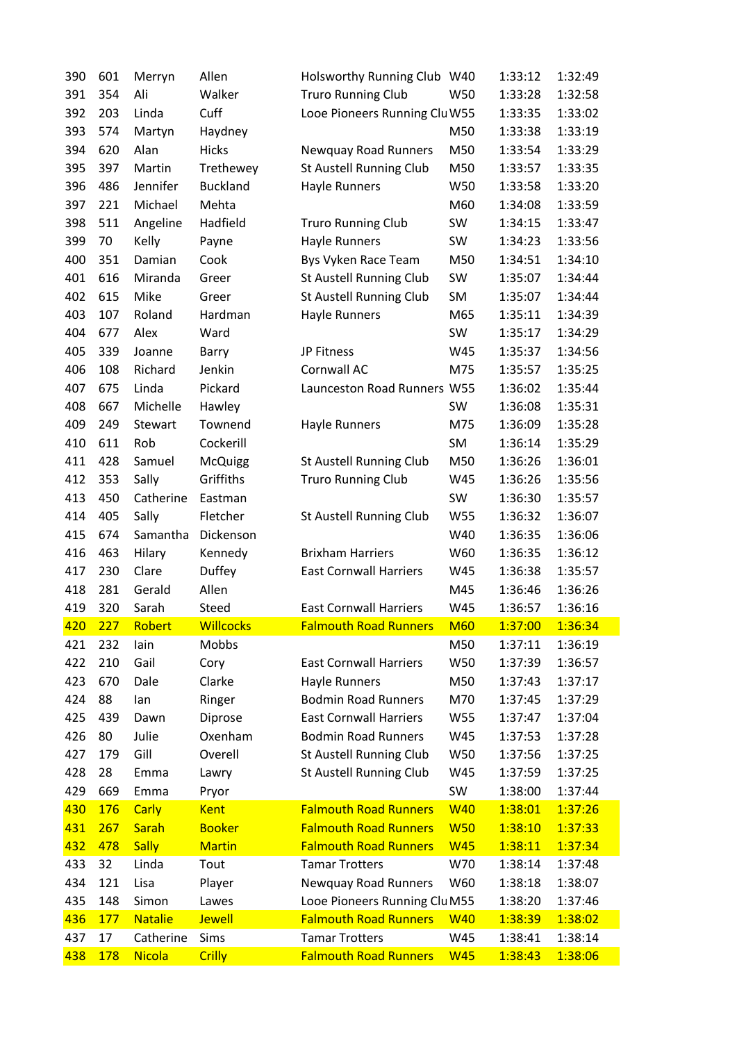| | | | | | | | |
|---|---|---|---|---|---|---|---|
| 390 | 601 | Merryn | Allen | Holsworthy Running Club | W40 | 1:33:12 | 1:32:49 |
| 391 | 354 | Ali | Walker | Truro Running Club | W50 | 1:33:28 | 1:32:58 |
| 392 | 203 | Linda | Cuff | Looe Pioneers Running Clu | W55 | 1:33:35 | 1:33:02 |
| 393 | 574 | Martyn | Haydney | | M50 | 1:33:38 | 1:33:19 |
| 394 | 620 | Alan | Hicks | Newquay Road Runners | M50 | 1:33:54 | 1:33:29 |
| 395 | 397 | Martin | Trethewey | St Austell Running Club | M50 | 1:33:57 | 1:33:35 |
| 396 | 486 | Jennifer | Buckland | Hayle Runners | W50 | 1:33:58 | 1:33:20 |
| 397 | 221 | Michael | Mehta | | M60 | 1:34:08 | 1:33:59 |
| 398 | 511 | Angeline | Hadfield | Truro Running Club | SW | 1:34:15 | 1:33:47 |
| 399 | 70 | Kelly | Payne | Hayle Runners | SW | 1:34:23 | 1:33:56 |
| 400 | 351 | Damian | Cook | Bys Vyken Race Team | M50 | 1:34:51 | 1:34:10 |
| 401 | 616 | Miranda | Greer | St Austell Running Club | SW | 1:35:07 | 1:34:44 |
| 402 | 615 | Mike | Greer | St Austell Running Club | SM | 1:35:07 | 1:34:44 |
| 403 | 107 | Roland | Hardman | Hayle Runners | M65 | 1:35:11 | 1:34:39 |
| 404 | 677 | Alex | Ward | | SW | 1:35:17 | 1:34:29 |
| 405 | 339 | Joanne | Barry | JP Fitness | W45 | 1:35:37 | 1:34:56 |
| 406 | 108 | Richard | Jenkin | Cornwall AC | M75 | 1:35:57 | 1:35:25 |
| 407 | 675 | Linda | Pickard | Launceston Road Runners | W55 | 1:36:02 | 1:35:44 |
| 408 | 667 | Michelle | Hawley | | SW | 1:36:08 | 1:35:31 |
| 409 | 249 | Stewart | Townend | Hayle Runners | M75 | 1:36:09 | 1:35:28 |
| 410 | 611 | Rob | Cockerill | | SM | 1:36:14 | 1:35:29 |
| 411 | 428 | Samuel | McQuigg | St Austell Running Club | M50 | 1:36:26 | 1:36:01 |
| 412 | 353 | Sally | Griffiths | Truro Running Club | W45 | 1:36:26 | 1:35:56 |
| 413 | 450 | Catherine | Eastman | | SW | 1:36:30 | 1:35:57 |
| 414 | 405 | Sally | Fletcher | St Austell Running Club | W55 | 1:36:32 | 1:36:07 |
| 415 | 674 | Samantha | Dickenson | | W40 | 1:36:35 | 1:36:06 |
| 416 | 463 | Hilary | Kennedy | Brixham Harriers | W60 | 1:36:35 | 1:36:12 |
| 417 | 230 | Clare | Duffey | East Cornwall Harriers | W45 | 1:36:38 | 1:35:57 |
| 418 | 281 | Gerald | Allen | | M45 | 1:36:46 | 1:36:26 |
| 419 | 320 | Sarah | Steed | East Cornwall Harriers | W45 | 1:36:57 | 1:36:16 |
| 420 | 227 | Robert | Willcocks | Falmouth Road Runners | M60 | 1:37:00 | 1:36:34 |
| 421 | 232 | Iain | Mobbs | | M50 | 1:37:11 | 1:36:19 |
| 422 | 210 | Gail | Cory | East Cornwall Harriers | W50 | 1:37:39 | 1:36:57 |
| 423 | 670 | Dale | Clarke | Hayle Runners | M50 | 1:37:43 | 1:37:17 |
| 424 | 88 | Ian | Ringer | Bodmin Road Runners | M70 | 1:37:45 | 1:37:29 |
| 425 | 439 | Dawn | Diprose | East Cornwall Harriers | W55 | 1:37:47 | 1:37:04 |
| 426 | 80 | Julie | Oxenham | Bodmin Road Runners | W45 | 1:37:53 | 1:37:28 |
| 427 | 179 | Gill | Overell | St Austell Running Club | W50 | 1:37:56 | 1:37:25 |
| 428 | 28 | Emma | Lawry | St Austell Running Club | W45 | 1:37:59 | 1:37:25 |
| 429 | 669 | Emma | Pryor | | SW | 1:38:00 | 1:37:44 |
| 430 | 176 | Carly | Kent | Falmouth Road Runners | W40 | 1:38:01 | 1:37:26 |
| 431 | 267 | Sarah | Booker | Falmouth Road Runners | W50 | 1:38:10 | 1:37:33 |
| 432 | 478 | Sally | Martin | Falmouth Road Runners | W45 | 1:38:11 | 1:37:34 |
| 433 | 32 | Linda | Tout | Tamar Trotters | W70 | 1:38:14 | 1:37:48 |
| 434 | 121 | Lisa | Player | Newquay Road Runners | W60 | 1:38:18 | 1:38:07 |
| 435 | 148 | Simon | Lawes | Looe Pioneers Running Clu | M55 | 1:38:20 | 1:37:46 |
| 436 | 177 | Natalie | Jewell | Falmouth Road Runners | W40 | 1:38:39 | 1:38:02 |
| 437 | 17 | Catherine | Sims | Tamar Trotters | W45 | 1:38:41 | 1:38:14 |
| 438 | 178 | Nicola | Crilly | Falmouth Road Runners | W45 | 1:38:43 | 1:38:06 |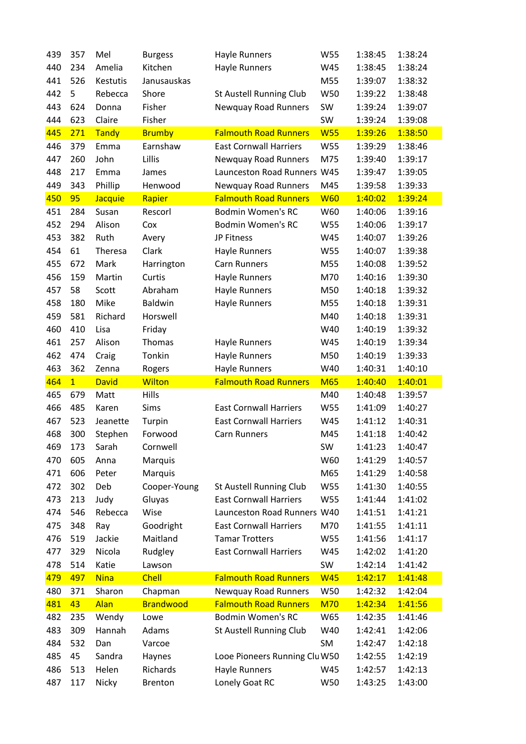| | | | | | | | |
|---|---|---|---|---|---|---|---|
| 439 | 357 | Mel | Burgess | Hayle Runners | W55 | 1:38:45 | 1:38:24 |
| 440 | 234 | Amelia | Kitchen | Hayle Runners | W45 | 1:38:45 | 1:38:24 |
| 441 | 526 | Kestutis | Janusauskas | | M55 | 1:39:07 | 1:38:32 |
| 442 | 5 | Rebecca | Shore | St Austell Running Club | W50 | 1:39:22 | 1:38:48 |
| 443 | 624 | Donna | Fisher | Newquay Road Runners | SW | 1:39:24 | 1:39:07 |
| 444 | 623 | Claire | Fisher | | SW | 1:39:24 | 1:39:08 |
| 445 | 271 | Tandy | Brumby | Falmouth Road Runners | W55 | 1:39:26 | 1:38:50 |
| 446 | 379 | Emma | Earnshaw | East Cornwall Harriers | W55 | 1:39:29 | 1:38:46 |
| 447 | 260 | John | Lillis | Newquay Road Runners | M75 | 1:39:40 | 1:39:17 |
| 448 | 217 | Emma | James | Launceston Road Runners | W45 | 1:39:47 | 1:39:05 |
| 449 | 343 | Phillip | Henwood | Newquay Road Runners | M45 | 1:39:58 | 1:39:33 |
| 450 | 95 | Jacquie | Rapier | Falmouth Road Runners | W60 | 1:40:02 | 1:39:24 |
| 451 | 284 | Susan | Rescorl | Bodmin Women's RC | W60 | 1:40:06 | 1:39:16 |
| 452 | 294 | Alison | Cox | Bodmin Women's RC | W55 | 1:40:06 | 1:39:17 |
| 453 | 382 | Ruth | Avery | JP Fitness | W45 | 1:40:07 | 1:39:26 |
| 454 | 61 | Theresa | Clark | Hayle Runners | W55 | 1:40:07 | 1:39:38 |
| 455 | 672 | Mark | Harrington | Carn Runners | M55 | 1:40:08 | 1:39:52 |
| 456 | 159 | Martin | Curtis | Hayle Runners | M70 | 1:40:16 | 1:39:30 |
| 457 | 58 | Scott | Abraham | Hayle Runners | M50 | 1:40:18 | 1:39:32 |
| 458 | 180 | Mike | Baldwin | Hayle Runners | M55 | 1:40:18 | 1:39:31 |
| 459 | 581 | Richard | Horswell | | M40 | 1:40:18 | 1:39:31 |
| 460 | 410 | Lisa | Friday | | W40 | 1:40:19 | 1:39:32 |
| 461 | 257 | Alison | Thomas | Hayle Runners | W45 | 1:40:19 | 1:39:34 |
| 462 | 474 | Craig | Tonkin | Hayle Runners | M50 | 1:40:19 | 1:39:33 |
| 463 | 362 | Zenna | Rogers | Hayle Runners | W40 | 1:40:31 | 1:40:10 |
| 464 | 1 | David | Wilton | Falmouth Road Runners | M65 | 1:40:40 | 1:40:01 |
| 465 | 679 | Matt | Hills | | M40 | 1:40:48 | 1:39:57 |
| 466 | 485 | Karen | Sims | East Cornwall Harriers | W55 | 1:41:09 | 1:40:27 |
| 467 | 523 | Jeanette | Turpin | East Cornwall Harriers | W45 | 1:41:12 | 1:40:31 |
| 468 | 300 | Stephen | Forwood | Carn Runners | M45 | 1:41:18 | 1:40:42 |
| 469 | 173 | Sarah | Cornwell | | SW | 1:41:23 | 1:40:47 |
| 470 | 605 | Anna | Marquis | | W60 | 1:41:29 | 1:40:57 |
| 471 | 606 | Peter | Marquis | | M65 | 1:41:29 | 1:40:58 |
| 472 | 302 | Deb | Cooper-Young | St Austell Running Club | W55 | 1:41:30 | 1:40:55 |
| 473 | 213 | Judy | Gluyas | East Cornwall Harriers | W55 | 1:41:44 | 1:41:02 |
| 474 | 546 | Rebecca | Wise | Launceston Road Runners | W40 | 1:41:51 | 1:41:21 |
| 475 | 348 | Ray | Goodright | East Cornwall Harriers | M70 | 1:41:55 | 1:41:11 |
| 476 | 519 | Jackie | Maitland | Tamar Trotters | W55 | 1:41:56 | 1:41:17 |
| 477 | 329 | Nicola | Rudgley | East Cornwall Harriers | W45 | 1:42:02 | 1:41:20 |
| 478 | 514 | Katie | Lawson | | SW | 1:42:14 | 1:41:42 |
| 479 | 497 | Nina | Chell | Falmouth Road Runners | W45 | 1:42:17 | 1:41:48 |
| 480 | 371 | Sharon | Chapman | Newquay Road Runners | W50 | 1:42:32 | 1:42:04 |
| 481 | 43 | Alan | Brandwood | Falmouth Road Runners | M70 | 1:42:34 | 1:41:56 |
| 482 | 235 | Wendy | Lowe | Bodmin Women's RC | W65 | 1:42:35 | 1:41:46 |
| 483 | 309 | Hannah | Adams | St Austell Running Club | W40 | 1:42:41 | 1:42:06 |
| 484 | 532 | Dan | Varcoe | | SM | 1:42:47 | 1:42:18 |
| 485 | 45 | Sandra | Haynes | Looe Pioneers Running Clu | W50 | 1:42:55 | 1:42:19 |
| 486 | 513 | Helen | Richards | Hayle Runners | W45 | 1:42:57 | 1:42:13 |
| 487 | 117 | Nicky | Brenton | Lonely Goat RC | W50 | 1:43:25 | 1:43:00 |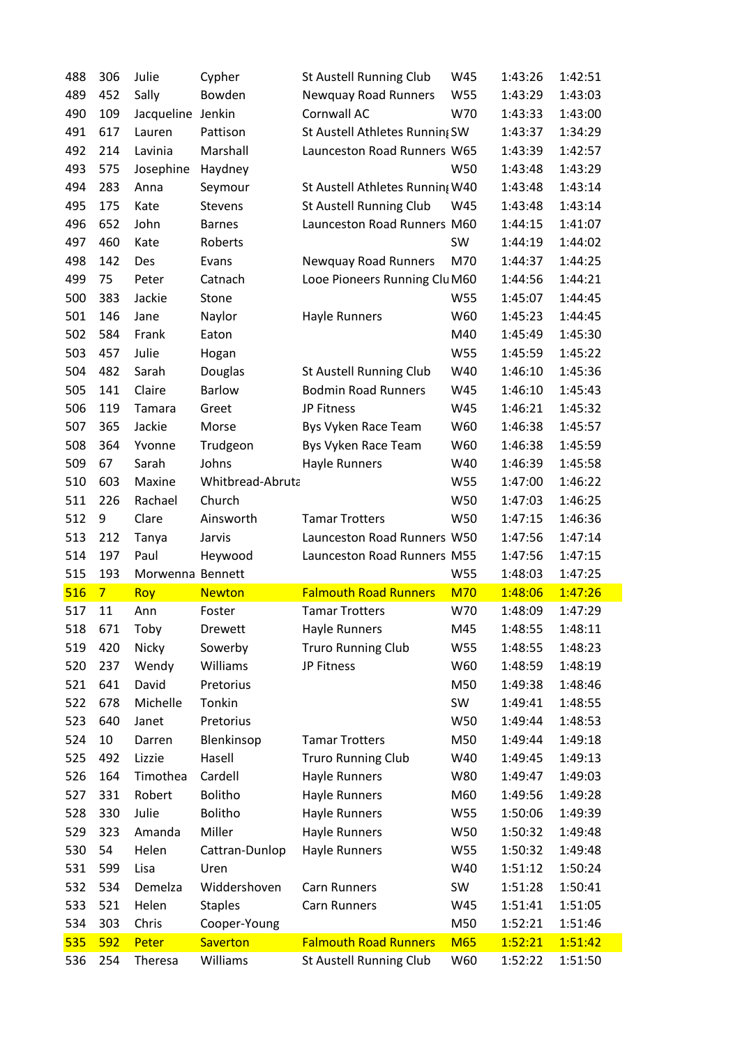| | | | | | | | |
|---|---|---|---|---|---|---|---|
| 488 | 306 | Julie | Cypher | St Austell Running Club | W45 | 1:43:26 | 1:42:51 |
| 489 | 452 | Sally | Bowden | Newquay Road Runners | W55 | 1:43:29 | 1:43:03 |
| 490 | 109 | Jacqueline | Jenkin | Cornwall AC | W70 | 1:43:33 | 1:43:00 |
| 491 | 617 | Lauren | Pattison | St Austell Athletes Running | SW | 1:43:37 | 1:34:29 |
| 492 | 214 | Lavinia | Marshall | Launceston Road Runners | W65 | 1:43:39 | 1:42:57 |
| 493 | 575 | Josephine | Haydney | | W50 | 1:43:48 | 1:43:29 |
| 494 | 283 | Anna | Seymour | St Austell Athletes Running | W40 | 1:43:48 | 1:43:14 |
| 495 | 175 | Kate | Stevens | St Austell Running Club | W45 | 1:43:48 | 1:43:14 |
| 496 | 652 | John | Barnes | Launceston Road Runners | M60 | 1:44:15 | 1:41:07 |
| 497 | 460 | Kate | Roberts | | SW | 1:44:19 | 1:44:02 |
| 498 | 142 | Des | Evans | Newquay Road Runners | M70 | 1:44:37 | 1:44:25 |
| 499 | 75 | Peter | Catnach | Looe Pioneers Running Clu | M60 | 1:44:56 | 1:44:21 |
| 500 | 383 | Jackie | Stone | | W55 | 1:45:07 | 1:44:45 |
| 501 | 146 | Jane | Naylor | Hayle Runners | W60 | 1:45:23 | 1:44:45 |
| 502 | 584 | Frank | Eaton | | M40 | 1:45:49 | 1:45:30 |
| 503 | 457 | Julie | Hogan | | W55 | 1:45:59 | 1:45:22 |
| 504 | 482 | Sarah | Douglas | St Austell Running Club | W40 | 1:46:10 | 1:45:36 |
| 505 | 141 | Claire | Barlow | Bodmin Road Runners | W45 | 1:46:10 | 1:45:43 |
| 506 | 119 | Tamara | Greet | JP Fitness | W45 | 1:46:21 | 1:45:32 |
| 507 | 365 | Jackie | Morse | Bys Vyken Race Team | W60 | 1:46:38 | 1:45:57 |
| 508 | 364 | Yvonne | Trudgeon | Bys Vyken Race Team | W60 | 1:46:38 | 1:45:59 |
| 509 | 67 | Sarah | Johns | Hayle Runners | W40 | 1:46:39 | 1:45:58 |
| 510 | 603 | Maxine | Whitbread-Abruta | | W55 | 1:47:00 | 1:46:22 |
| 511 | 226 | Rachael | Church | | W50 | 1:47:03 | 1:46:25 |
| 512 | 9 | Clare | Ainsworth | Tamar Trotters | W50 | 1:47:15 | 1:46:36 |
| 513 | 212 | Tanya | Jarvis | Launceston Road Runners | W50 | 1:47:56 | 1:47:14 |
| 514 | 197 | Paul | Heywood | Launceston Road Runners | M55 | 1:47:56 | 1:47:15 |
| 515 | 193 | Morwenna | Bennett | | W55 | 1:48:03 | 1:47:25 |
| 516 | 7 | Roy | Newton | Falmouth Road Runners | M70 | 1:48:06 | 1:47:26 |
| 517 | 11 | Ann | Foster | Tamar Trotters | W70 | 1:48:09 | 1:47:29 |
| 518 | 671 | Toby | Drewett | Hayle Runners | M45 | 1:48:55 | 1:48:11 |
| 519 | 420 | Nicky | Sowerby | Truro Running Club | W55 | 1:48:55 | 1:48:23 |
| 520 | 237 | Wendy | Williams | JP Fitness | W60 | 1:48:59 | 1:48:19 |
| 521 | 641 | David | Pretorius | | M50 | 1:49:38 | 1:48:46 |
| 522 | 678 | Michelle | Tonkin | | SW | 1:49:41 | 1:48:55 |
| 523 | 640 | Janet | Pretorius | | W50 | 1:49:44 | 1:48:53 |
| 524 | 10 | Darren | Blenkinsop | Tamar Trotters | M50 | 1:49:44 | 1:49:18 |
| 525 | 492 | Lizzie | Hasell | Truro Running Club | W40 | 1:49:45 | 1:49:13 |
| 526 | 164 | Timothea | Cardell | Hayle Runners | W80 | 1:49:47 | 1:49:03 |
| 527 | 331 | Robert | Bolitho | Hayle Runners | M60 | 1:49:56 | 1:49:28 |
| 528 | 330 | Julie | Bolitho | Hayle Runners | W55 | 1:50:06 | 1:49:39 |
| 529 | 323 | Amanda | Miller | Hayle Runners | W50 | 1:50:32 | 1:49:48 |
| 530 | 54 | Helen | Cattran-Dunlop | Hayle Runners | W55 | 1:50:32 | 1:49:48 |
| 531 | 599 | Lisa | Uren | | W40 | 1:51:12 | 1:50:24 |
| 532 | 534 | Demelza | Widdershoven | Carn Runners | SW | 1:51:28 | 1:50:41 |
| 533 | 521 | Helen | Staples | Carn Runners | W45 | 1:51:41 | 1:51:05 |
| 534 | 303 | Chris | Cooper-Young | | M50 | 1:52:21 | 1:51:46 |
| 535 | 592 | Peter | Saverton | Falmouth Road Runners | M65 | 1:52:21 | 1:51:42 |
| 536 | 254 | Theresa | Williams | St Austell Running Club | W60 | 1:52:22 | 1:51:50 |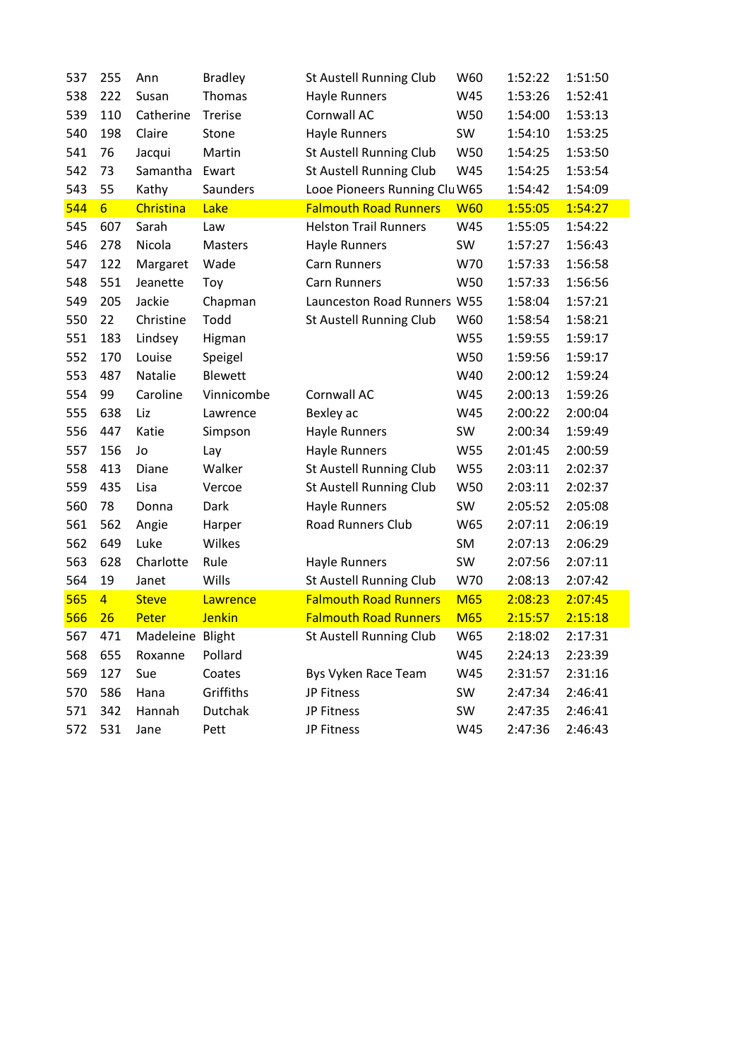| | | | | | | | |
|---|---|---|---|---|---|---|---|
| 537 | 255 | Ann | Bradley | St Austell Running Club | W60 | 1:52:22 | 1:51:50 |
| 538 | 222 | Susan | Thomas | Hayle Runners | W45 | 1:53:26 | 1:52:41 |
| 539 | 110 | Catherine | Trerise | Cornwall AC | W50 | 1:54:00 | 1:53:13 |
| 540 | 198 | Claire | Stone | Hayle Runners | SW | 1:54:10 | 1:53:25 |
| 541 | 76 | Jacqui | Martin | St Austell Running Club | W50 | 1:54:25 | 1:53:50 |
| 542 | 73 | Samantha | Ewart | St Austell Running Club | W45 | 1:54:25 | 1:53:54 |
| 543 | 55 | Kathy | Saunders | Looe Pioneers Running Clu | W65 | 1:54:42 | 1:54:09 |
| 544 | 6 | Christina | Lake | Falmouth Road Runners | W60 | 1:55:05 | 1:54:27 |
| 545 | 607 | Sarah | Law | Helston Trail Runners | W45 | 1:55:05 | 1:54:22 |
| 546 | 278 | Nicola | Masters | Hayle Runners | SW | 1:57:27 | 1:56:43 |
| 547 | 122 | Margaret | Wade | Carn Runners | W70 | 1:57:33 | 1:56:58 |
| 548 | 551 | Jeanette | Toy | Carn Runners | W50 | 1:57:33 | 1:56:56 |
| 549 | 205 | Jackie | Chapman | Launceston Road Runners | W55 | 1:58:04 | 1:57:21 |
| 550 | 22 | Christine | Todd | St Austell Running Club | W60 | 1:58:54 | 1:58:21 |
| 551 | 183 | Lindsey | Higman | | W55 | 1:59:55 | 1:59:17 |
| 552 | 170 | Louise | Speigel | | W50 | 1:59:56 | 1:59:17 |
| 553 | 487 | Natalie | Blewett | | W40 | 2:00:12 | 1:59:24 |
| 554 | 99 | Caroline | Vinnicombe | Cornwall AC | W45 | 2:00:13 | 1:59:26 |
| 555 | 638 | Liz | Lawrence | Bexley ac | W45 | 2:00:22 | 2:00:04 |
| 556 | 447 | Katie | Simpson | Hayle Runners | SW | 2:00:34 | 1:59:49 |
| 557 | 156 | Jo | Lay | Hayle Runners | W55 | 2:01:45 | 2:00:59 |
| 558 | 413 | Diane | Walker | St Austell Running Club | W55 | 2:03:11 | 2:02:37 |
| 559 | 435 | Lisa | Vercoe | St Austell Running Club | W50 | 2:03:11 | 2:02:37 |
| 560 | 78 | Donna | Dark | Hayle Runners | SW | 2:05:52 | 2:05:08 |
| 561 | 562 | Angie | Harper | Road Runners Club | W65 | 2:07:11 | 2:06:19 |
| 562 | 649 | Luke | Wilkes | | SM | 2:07:13 | 2:06:29 |
| 563 | 628 | Charlotte | Rule | Hayle Runners | SW | 2:07:56 | 2:07:11 |
| 564 | 19 | Janet | Wills | St Austell Running Club | W70 | 2:08:13 | 2:07:42 |
| 565 | 4 | Steve | Lawrence | Falmouth Road Runners | M65 | 2:08:23 | 2:07:45 |
| 566 | 26 | Peter | Jenkin | Falmouth Road Runners | M65 | 2:15:57 | 2:15:18 |
| 567 | 471 | Madeleine | Blight | St Austell Running Club | W65 | 2:18:02 | 2:17:31 |
| 568 | 655 | Roxanne | Pollard | | W45 | 2:24:13 | 2:23:39 |
| 569 | 127 | Sue | Coates | Bys Vyken Race Team | W45 | 2:31:57 | 2:31:16 |
| 570 | 586 | Hana | Griffiths | JP Fitness | SW | 2:47:34 | 2:46:41 |
| 571 | 342 | Hannah | Dutchak | JP Fitness | SW | 2:47:35 | 2:46:41 |
| 572 | 531 | Jane | Pett | JP Fitness | W45 | 2:47:36 | 2:46:43 |